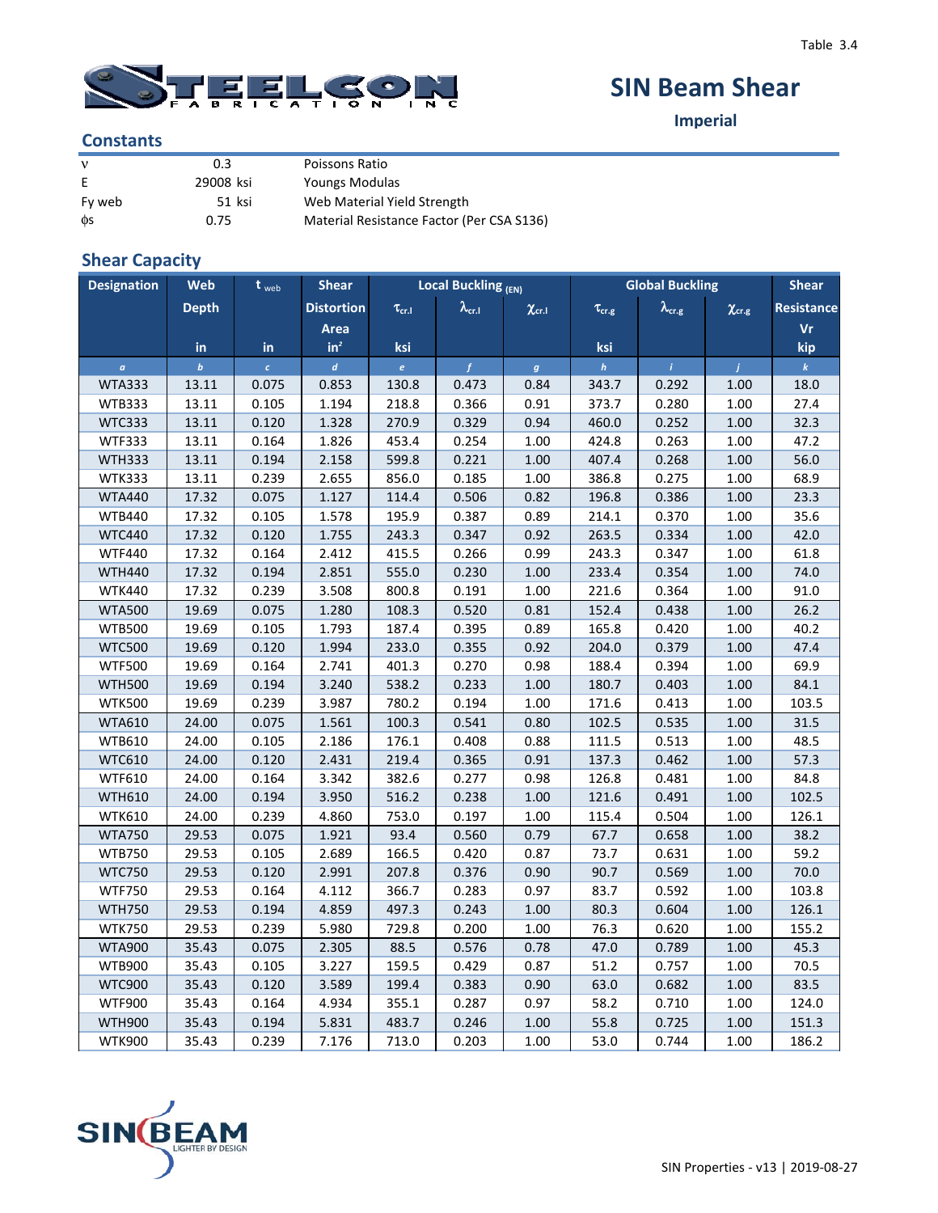# SIN Beam Shear

**Imperial**

## Constants

| | | |
|---|---|---|
| ν | 0.3 | Poissons Ratio |
| E | 29008 ksi | Youngs Modulas |
| Fy web | 51 ksi | Web Material Yield Strength |
| ϕs | 0.75 | Material Resistance Factor (Per CSA S136) |

## Shear Capacity

| Designation | Web Depth | $t_{web}$ | Shear Distortion Area | Local Buckling (EN) | | | Global Buckling | | | Shear Resistance Vr |
|---|---|---|---|---|---|---|---|---|---|---|
| | | | | $\tau_{cr.l}$ | $\lambda_{cr.l}$ | $\chi_{cr.l}$ | $\tau_{cr.g}$ | $\lambda_{cr.g}$ | $\chi_{cr.g}$ | |
| | in | in | $in^2$ | ksi | | | ksi | | | kip |
| a | b | c | d | e | f | g | h | i | j | k |
| WTA333 | 13.11 | 0.075 | 0.853 | 130.8 | 0.473 | 0.84 | 343.7 | 0.292 | 1.00 | 18.0 |
| WTB333 | 13.11 | 0.105 | 1.194 | 218.8 | 0.366 | 0.91 | 373.7 | 0.280 | 1.00 | 27.4 |
| WTC333 | 13.11 | 0.120 | 1.328 | 270.9 | 0.329 | 0.94 | 460.0 | 0.252 | 1.00 | 32.3 |
| WTF333 | 13.11 | 0.164 | 1.826 | 453.4 | 0.254 | 1.00 | 424.8 | 0.263 | 1.00 | 47.2 |
| WTH333 | 13.11 | 0.194 | 2.158 | 599.8 | 0.221 | 1.00 | 407.4 | 0.268 | 1.00 | 56.0 |
| WTK333 | 13.11 | 0.239 | 2.655 | 856.0 | 0.185 | 1.00 | 386.8 | 0.275 | 1.00 | 68.9 |
| WTA440 | 17.32 | 0.075 | 1.127 | 114.4 | 0.506 | 0.82 | 196.8 | 0.386 | 1.00 | 23.3 |
| WTB440 | 17.32 | 0.105 | 1.578 | 195.9 | 0.387 | 0.89 | 214.1 | 0.370 | 1.00 | 35.6 |
| WTC440 | 17.32 | 0.120 | 1.755 | 243.3 | 0.347 | 0.92 | 263.5 | 0.334 | 1.00 | 42.0 |
| WTF440 | 17.32 | 0.164 | 2.412 | 415.5 | 0.266 | 0.99 | 243.3 | 0.347 | 1.00 | 61.8 |
| WTH440 | 17.32 | 0.194 | 2.851 | 555.0 | 0.230 | 1.00 | 233.4 | 0.354 | 1.00 | 74.0 |
| WTK440 | 17.32 | 0.239 | 3.508 | 800.8 | 0.191 | 1.00 | 221.6 | 0.364 | 1.00 | 91.0 |
| WTA500 | 19.69 | 0.075 | 1.280 | 108.3 | 0.520 | 0.81 | 152.4 | 0.438 | 1.00 | 26.2 |
| WTB500 | 19.69 | 0.105 | 1.793 | 187.4 | 0.395 | 0.89 | 165.8 | 0.420 | 1.00 | 40.2 |
| WTC500 | 19.69 | 0.120 | 1.994 | 233.0 | 0.355 | 0.92 | 204.0 | 0.379 | 1.00 | 47.4 |
| WTF500 | 19.69 | 0.164 | 2.741 | 401.3 | 0.270 | 0.98 | 188.4 | 0.394 | 1.00 | 69.9 |
| WTH500 | 19.69 | 0.194 | 3.240 | 538.2 | 0.233 | 1.00 | 180.7 | 0.403 | 1.00 | 84.1 |
| WTK500 | 19.69 | 0.239 | 3.987 | 780.2 | 0.194 | 1.00 | 171.6 | 0.413 | 1.00 | 103.5 |
| WTA610 | 24.00 | 0.075 | 1.561 | 100.3 | 0.541 | 0.80 | 102.5 | 0.535 | 1.00 | 31.5 |
| WTB610 | 24.00 | 0.105 | 2.186 | 176.1 | 0.408 | 0.88 | 111.5 | 0.513 | 1.00 | 48.5 |
| WTC610 | 24.00 | 0.120 | 2.431 | 219.4 | 0.365 | 0.91 | 137.3 | 0.462 | 1.00 | 57.3 |
| WTF610 | 24.00 | 0.164 | 3.342 | 382.6 | 0.277 | 0.98 | 126.8 | 0.481 | 1.00 | 84.8 |
| WTH610 | 24.00 | 0.194 | 3.950 | 516.2 | 0.238 | 1.00 | 121.6 | 0.491 | 1.00 | 102.5 |
| WTK610 | 24.00 | 0.239 | 4.860 | 753.0 | 0.197 | 1.00 | 115.4 | 0.504 | 1.00 | 126.1 |
| WTA750 | 29.53 | 0.075 | 1.921 | 93.4 | 0.560 | 0.79 | 67.7 | 0.658 | 1.00 | 38.2 |
| WTB750 | 29.53 | 0.105 | 2.689 | 166.5 | 0.420 | 0.87 | 73.7 | 0.631 | 1.00 | 59.2 |
| WTC750 | 29.53 | 0.120 | 2.991 | 207.8 | 0.376 | 0.90 | 90.7 | 0.569 | 1.00 | 70.0 |
| WTF750 | 29.53 | 0.164 | 4.112 | 366.7 | 0.283 | 0.97 | 83.7 | 0.592 | 1.00 | 103.8 |
| WTH750 | 29.53 | 0.194 | 4.859 | 497.3 | 0.243 | 1.00 | 80.3 | 0.604 | 1.00 | 126.1 |
| WTK750 | 29.53 | 0.239 | 5.980 | 729.8 | 0.200 | 1.00 | 76.3 | 0.620 | 1.00 | 155.2 |
| WTA900 | 35.43 | 0.075 | 2.305 | 88.5 | 0.576 | 0.78 | 47.0 | 0.789 | 1.00 | 45.3 |
| WTB900 | 35.43 | 0.105 | 3.227 | 159.5 | 0.429 | 0.87 | 51.2 | 0.757 | 1.00 | 70.5 |
| WTC900 | 35.43 | 0.120 | 3.589 | 199.4 | 0.383 | 0.90 | 63.0 | 0.682 | 1.00 | 83.5 |
| WTF900 | 35.43 | 0.164 | 4.934 | 355.1 | 0.287 | 0.97 | 58.2 | 0.710 | 1.00 | 124.0 |
| WTH900 | 35.43 | 0.194 | 5.831 | 483.7 | 0.246 | 1.00 | 55.8 | 0.725 | 1.00 | 151.3 |
| WTK900 | 35.43 | 0.239 | 7.176 | 713.0 | 0.203 | 1.00 | 53.0 | 0.744 | 1.00 | 186.2 |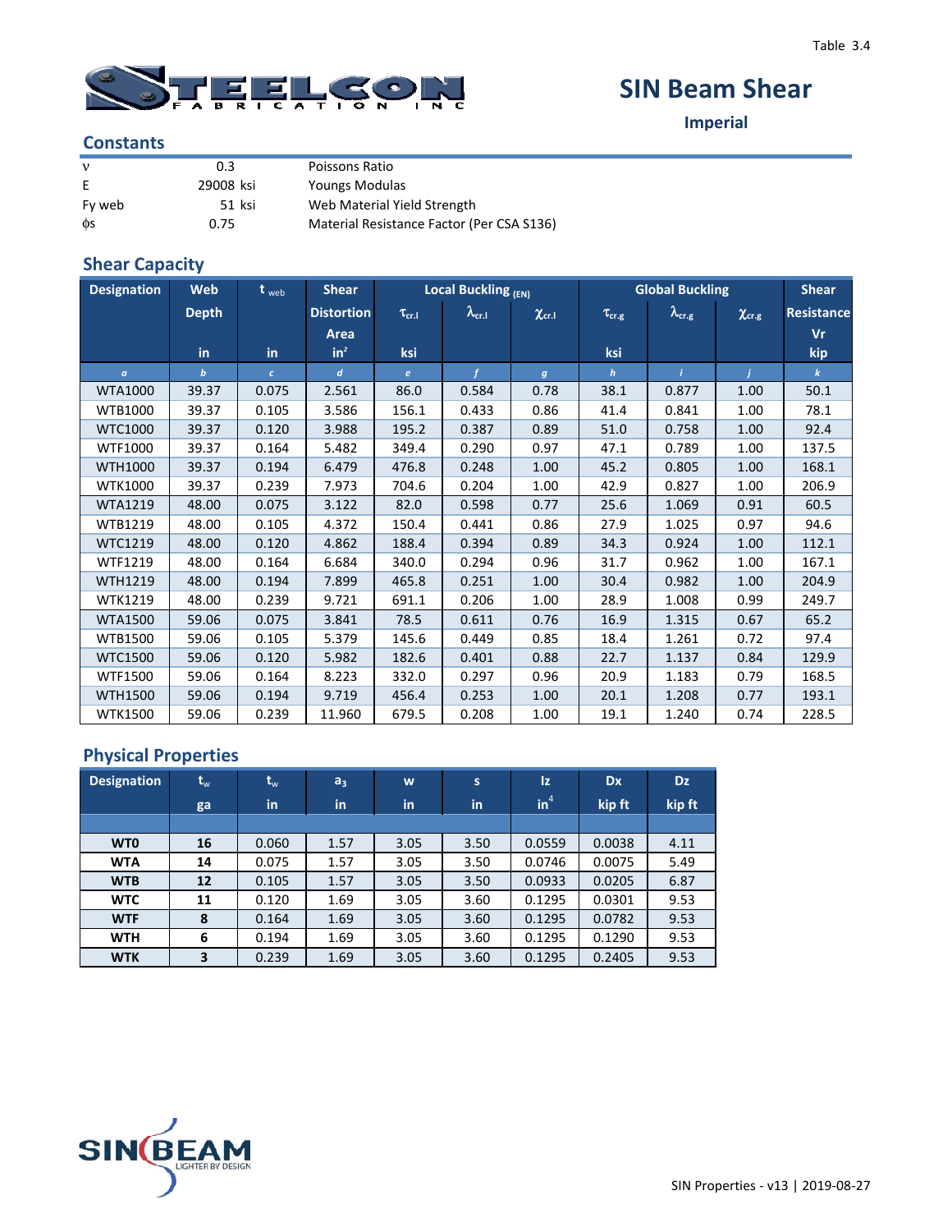Table 3.4

# SIN Beam Shear

**Imperial**

## Constants

| | | |
|---|---|---|
| ν | 0.3 | Poissons Ratio |
| E | 29008 ksi | Youngs Modulas |
| Fy web | 51 ksi | Web Material Yield Strength |
| φs | 0.75 | Material Resistance Factor (Per CSA S136) |

## Shear Capacity

| Designation | Web Depth | $t_{web}$ | Shear Distortion Area | Local Buckling $_{(EN)}$ | | | Global Buckling | | | Shear Resistance |
|---|---|---|---|---|---|---|---|---|---|---|
| | | | | $\tau_{cr.l}$ | $\lambda_{cr.l}$ | $\chi_{cr.l}$ | $\tau_{cr.g}$ | $\lambda_{cr.g}$ | $\chi_{cr.g}$ | Vr |
| | in | in | $in^2$ | ksi | | | ksi | | | kip |
| *a* | *b* | *c* | *d* | *e* | *f* | *g* | *h* | *i* | *j* | *k* |
| WTA1000 | 39.37 | 0.075 | 2.561 | 86.0 | 0.584 | 0.78 | 38.1 | 0.877 | 1.00 | 50.1 |
| WTB1000 | 39.37 | 0.105 | 3.586 | 156.1 | 0.433 | 0.86 | 41.4 | 0.841 | 1.00 | 78.1 |
| WTC1000 | 39.37 | 0.120 | 3.988 | 195.2 | 0.387 | 0.89 | 51.0 | 0.758 | 1.00 | 92.4 |
| WTF1000 | 39.37 | 0.164 | 5.482 | 349.4 | 0.290 | 0.97 | 47.1 | 0.789 | 1.00 | 137.5 |
| WTH1000 | 39.37 | 0.194 | 6.479 | 476.8 | 0.248 | 1.00 | 45.2 | 0.805 | 1.00 | 168.1 |
| WTK1000 | 39.37 | 0.239 | 7.973 | 704.6 | 0.204 | 1.00 | 42.9 | 0.827 | 1.00 | 206.9 |
| WTA1219 | 48.00 | 0.075 | 3.122 | 82.0 | 0.598 | 0.77 | 25.6 | 1.069 | 0.91 | 60.5 |
| WTB1219 | 48.00 | 0.105 | 4.372 | 150.4 | 0.441 | 0.86 | 27.9 | 1.025 | 0.97 | 94.6 |
| WTC1219 | 48.00 | 0.120 | 4.862 | 188.4 | 0.394 | 0.89 | 34.3 | 0.924 | 1.00 | 112.1 |
| WTF1219 | 48.00 | 0.164 | 6.684 | 340.0 | 0.294 | 0.96 | 31.7 | 0.962 | 1.00 | 167.1 |
| WTH1219 | 48.00 | 0.194 | 7.899 | 465.8 | 0.251 | 1.00 | 30.4 | 0.982 | 1.00 | 204.9 |
| WTK1219 | 48.00 | 0.239 | 9.721 | 691.1 | 0.206 | 1.00 | 28.9 | 1.008 | 0.99 | 249.7 |
| WTA1500 | 59.06 | 0.075 | 3.841 | 78.5 | 0.611 | 0.76 | 16.9 | 1.315 | 0.67 | 65.2 |
| WTB1500 | 59.06 | 0.105 | 5.379 | 145.6 | 0.449 | 0.85 | 18.4 | 1.261 | 0.72 | 97.4 |
| WTC1500 | 59.06 | 0.120 | 5.982 | 182.6 | 0.401 | 0.88 | 22.7 | 1.137 | 0.84 | 129.9 |
| WTF1500 | 59.06 | 0.164 | 8.223 | 332.0 | 0.297 | 0.96 | 20.9 | 1.183 | 0.79 | 168.5 |
| WTH1500 | 59.06 | 0.194 | 9.719 | 456.4 | 0.253 | 1.00 | 20.1 | 1.208 | 0.77 | 193.1 |
| WTK1500 | 59.06 | 0.239 | 11.960 | 679.5 | 0.208 | 1.00 | 19.1 | 1.240 | 0.74 | 228.5 |

## Physical Properties

| Designation | $t_w$ | $t_w$ | $a_3$ | w | s | Iz | Dx | Dz |
|---|---|---|---|---|---|---|---|---|
| | ga | in | in | in | in | $in^4$ | kip ft | kip ft |
| **WT0** | **16** | 0.060 | 1.57 | 3.05 | 3.50 | 0.0559 | 0.0038 | 4.11 |
| **WTA** | **14** | 0.075 | 1.57 | 3.05 | 3.50 | 0.0746 | 0.0075 | 5.49 |
| **WTB** | **12** | 0.105 | 1.57 | 3.05 | 3.50 | 0.0933 | 0.0205 | 6.87 |
| **WTC** | **11** | 0.120 | 1.69 | 3.05 | 3.60 | 0.1295 | 0.0301 | 9.53 |
| **WTF** | **8** | 0.164 | 1.69 | 3.05 | 3.60 | 0.1295 | 0.0782 | 9.53 |
| **WTH** | **6** | 0.194 | 1.69 | 3.05 | 3.60 | 0.1295 | 0.1290 | 9.53 |
| **WTK** | **3** | 0.239 | 1.69 | 3.05 | 3.60 | 0.1295 | 0.2405 | 9.53 |

SIN Properties - v13 | 2019-08-27